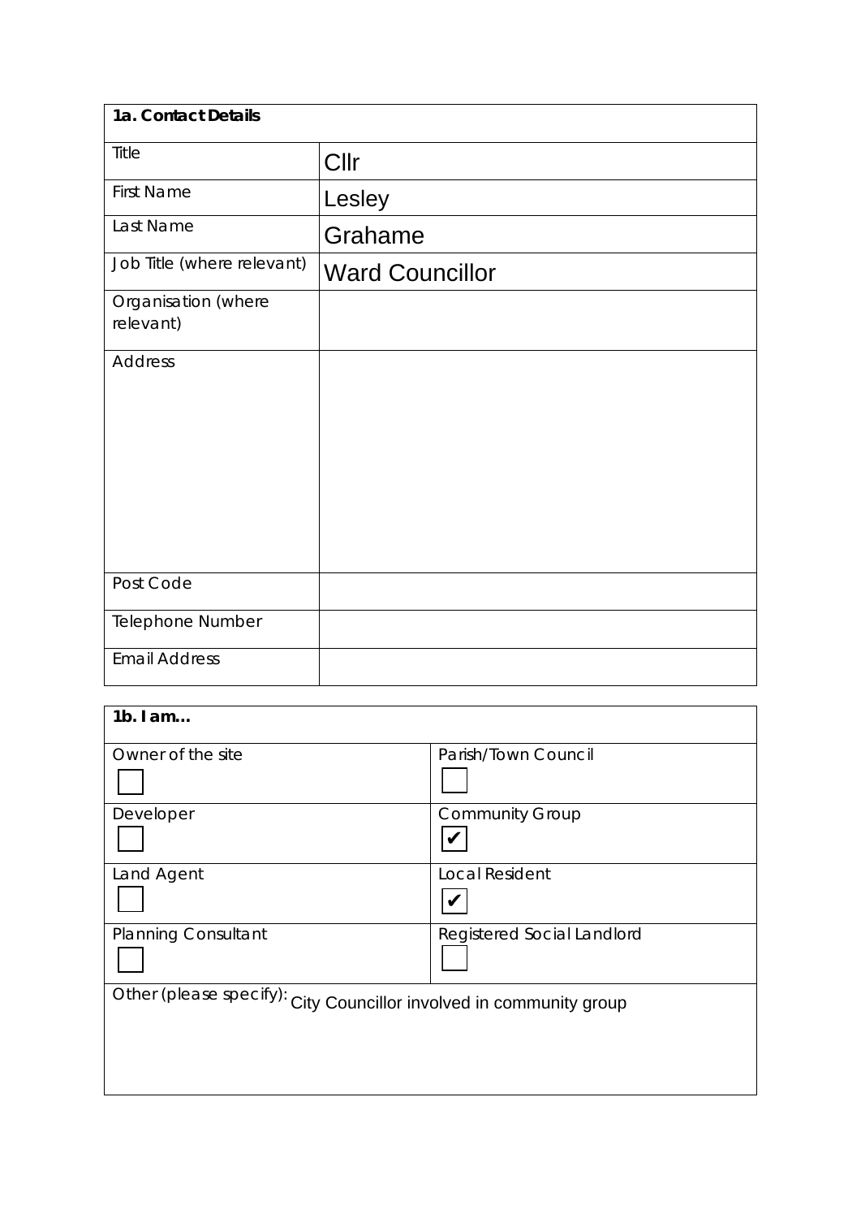| **1a. Contact Details** | |
|---|---|
| Title | Cllr |
| First Name | Lesley |
| Last Name | Grahame |
| Job Title (where relevant) | Ward Councillor |
| Organisation (where relevant) | |
| Address | |
| Post Code | |
| Telephone Number | |
| Email Address | |

| **1b. I am…** | |
|---|---|
| Owner of the site ☐ | Parish/Town Council ☐ |
| Developer ☐ | Community Group ☑ |
| Land Agent ☐ | Local Resident ☑ |
| Planning Consultant ☐ | Registered Social Landlord ☐ |
| Other (please specify): City Councillor involved in community group | |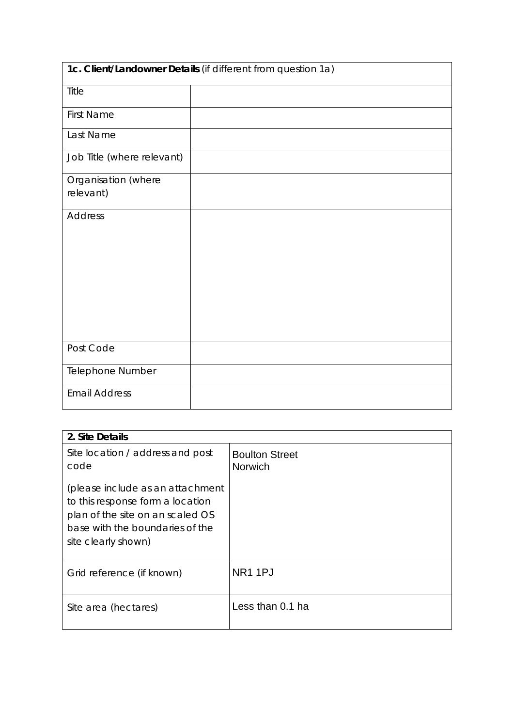| **1c. Client/Landowner Details** (if different from question 1a) | |
|---|---|
| Title | |
| First Name | |
| Last Name | |
| Job Title (where relevant) | |
| Organisation (where relevant) | |
| Address | |
| Post Code | |
| Telephone Number | |
| Email Address | |

| **2. Site Details** | |
|---|---|
| Site location / address and post code<br><br>(please include as an attachment to this response form a location plan of the site on an scaled OS base with the boundaries of the site clearly shown) | Boulton Street<br>Norwich |
| Grid reference (if known) | NR1 1PJ |
| Site area (hectares) | Less than 0.1 ha |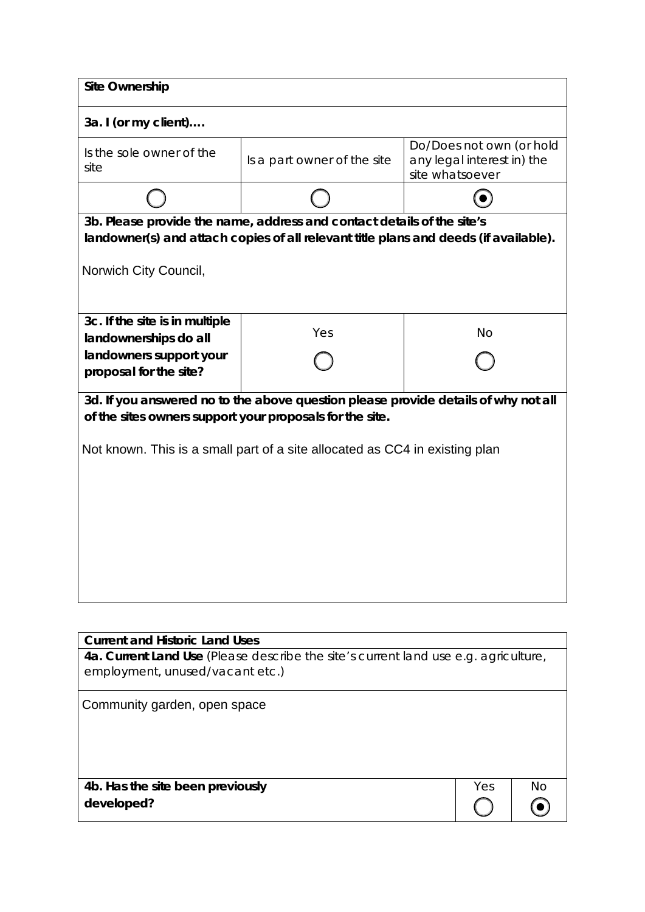**Site Ownership**

**3a. I (or my client)….**

| Is the sole owner of the site | Is a part owner of the site | Do/Does not own (or hold any legal interest in) the site whatsoever |
|---|---|---|
| ○ | ○ | ◉ |

**3b. Please provide the name, address and contact details of the site's landowner(s) and attach copies of all relevant title plans and deeds (if available).**

Norwich City Council,

| **3c. If the site is in multiple landownerships do all landowners support your proposal for the site?** | Yes | No |
|---|---|---|
| | ○ | ○ |

**3d. If you answered no to the above question please provide details of why not all of the sites owners support your proposals for the site.**

Not known. This is a small part of a site allocated as CC4 in existing plan

**Current and Historic Land Uses**

**4a. Current Land Use** (Please describe the site's current land use e.g. agriculture, employment, unused/vacant etc.)

Community garden, open space

| **4b. Has the site been previously developed?** | Yes | No |
|---|---|---|
| | ○ | ◉ |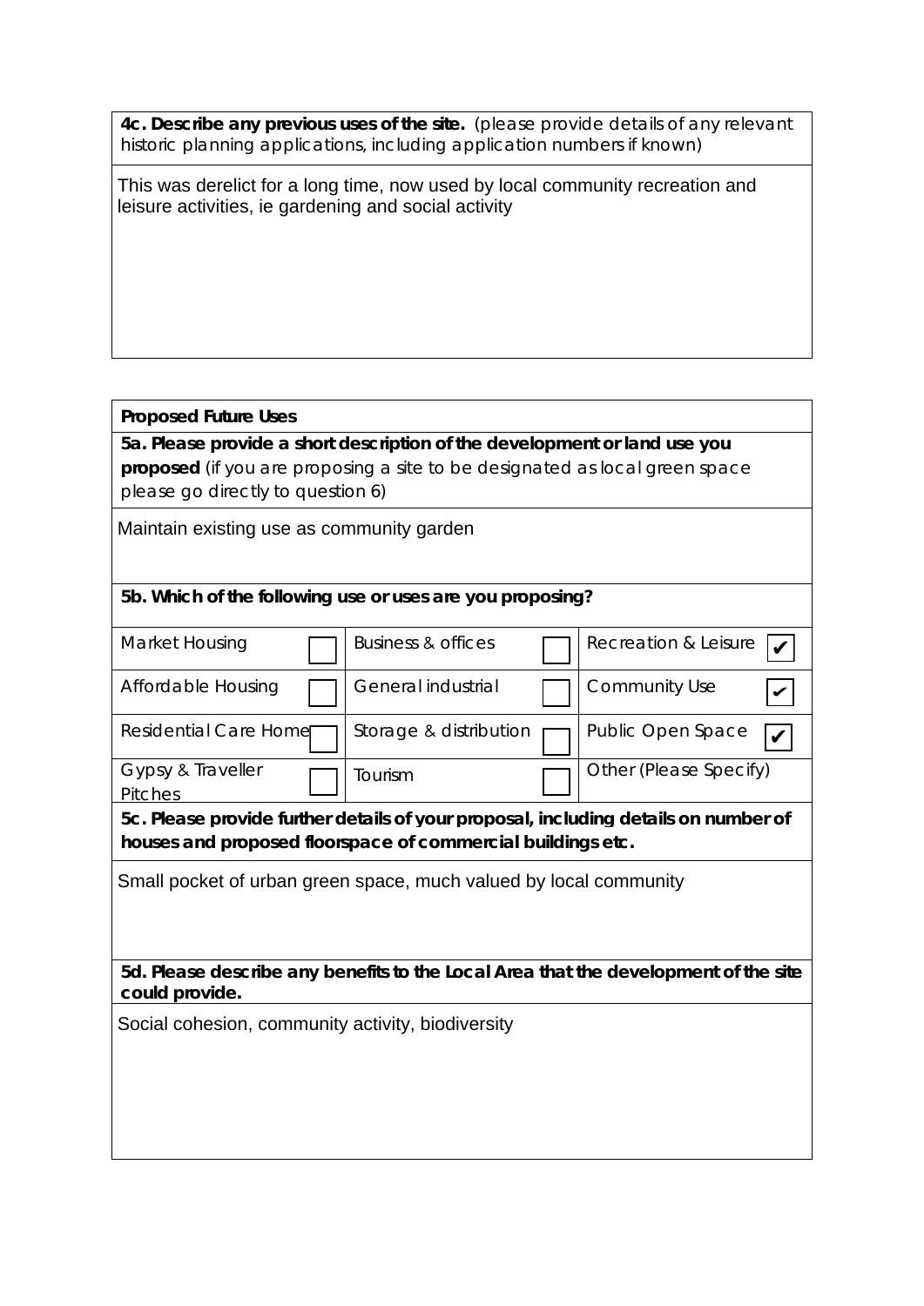**4c. Describe any previous uses of the site.** (please provide details of any relevant historic planning applications, including application numbers if known)

This was derelict for a long time, now used by local community recreation and leisure activities, ie gardening and social activity

**Proposed Future Uses**

**5a. Please provide a short description of the development or land use you proposed** (if you are proposing a site to be designated as local green space please go directly to question 6)

Maintain existing use as community garden

**5b. Which of the following use or uses are you proposing?**

| Use | | Use | | Use | |
|---|---|---|---|---|---|
| Market Housing | ☐ | Business & offices | ☐ | Recreation & Leisure | ☑ |
| Affordable Housing | ☐ | General industrial | ☐ | Community Use | ☑ |
| Residential Care Home | ☐ | Storage & distribution | ☐ | Public Open Space | ☑ |
| Gypsy & Traveller Pitches | ☐ | Tourism | ☐ | Other (Please Specify) | |

**5c. Please provide further details of your proposal, including details on number of houses and proposed floorspace of commercial buildings etc.**

Small pocket of urban green space, much valued by local community

**5d. Please describe any benefits to the Local Area that the development of the site could provide.**

Social cohesion, community activity, biodiversity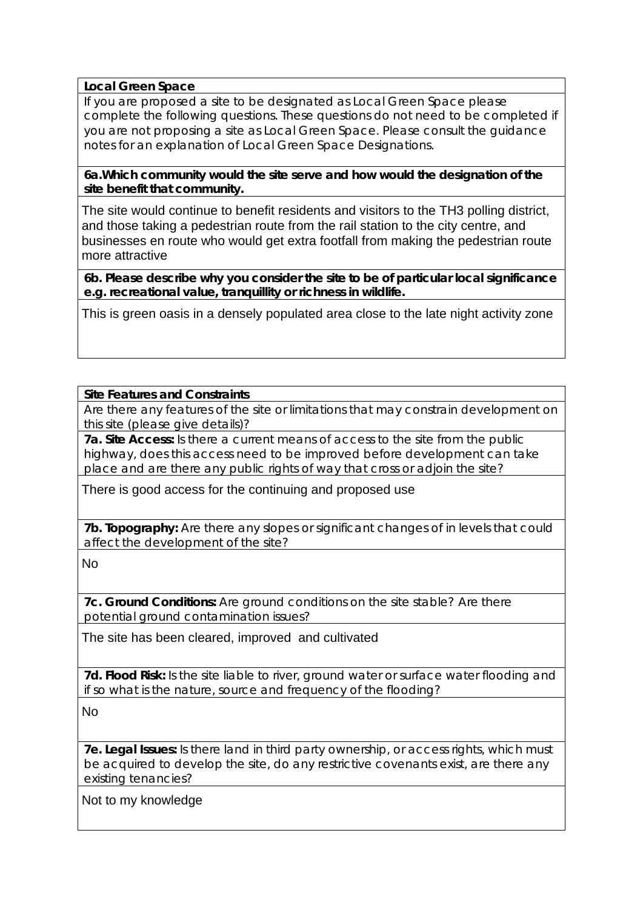**Local Green Space**

If you are proposed a site to be designated as Local Green Space please complete the following questions. These questions do not need to be completed if you are not proposing a site as Local Green Space. Please consult the guidance notes for an explanation of Local Green Space Designations.

**6a. Which community would the site serve and how would the designation of the site benefit that community.**

The site would continue to benefit residents and visitors to the TH3 polling district, and those taking a pedestrian route from the rail station to the city centre, and businesses en route who would get extra footfall from making the pedestrian route more attractive

**6b. Please describe why you consider the site to be of particular local significance e.g. recreational value, tranquillity or richness in wildlife.**

This is green oasis in a densely populated area close to the late night activity zone

**Site Features and Constraints**

Are there any features of the site or limitations that may constrain development on this site (please give details)?

**7a. Site Access:** Is there a current means of access to the site from the public highway, does this access need to be improved before development can take place and are there any public rights of way that cross or adjoin the site?

There is good access for the continuing and proposed use

**7b. Topography:** Are there any slopes or significant changes of in levels that could affect the development of the site?

No

**7c. Ground Conditions:** Are ground conditions on the site stable? Are there potential ground contamination issues?

The site has been cleared, improved and cultivated

**7d. Flood Risk:** Is the site liable to river, ground water or surface water flooding and if so what is the nature, source and frequency of the flooding?

No

**7e. Legal Issues:** Is there land in third party ownership, or access rights, which must be acquired to develop the site, do any restrictive covenants exist, are there any existing tenancies?

Not to my knowledge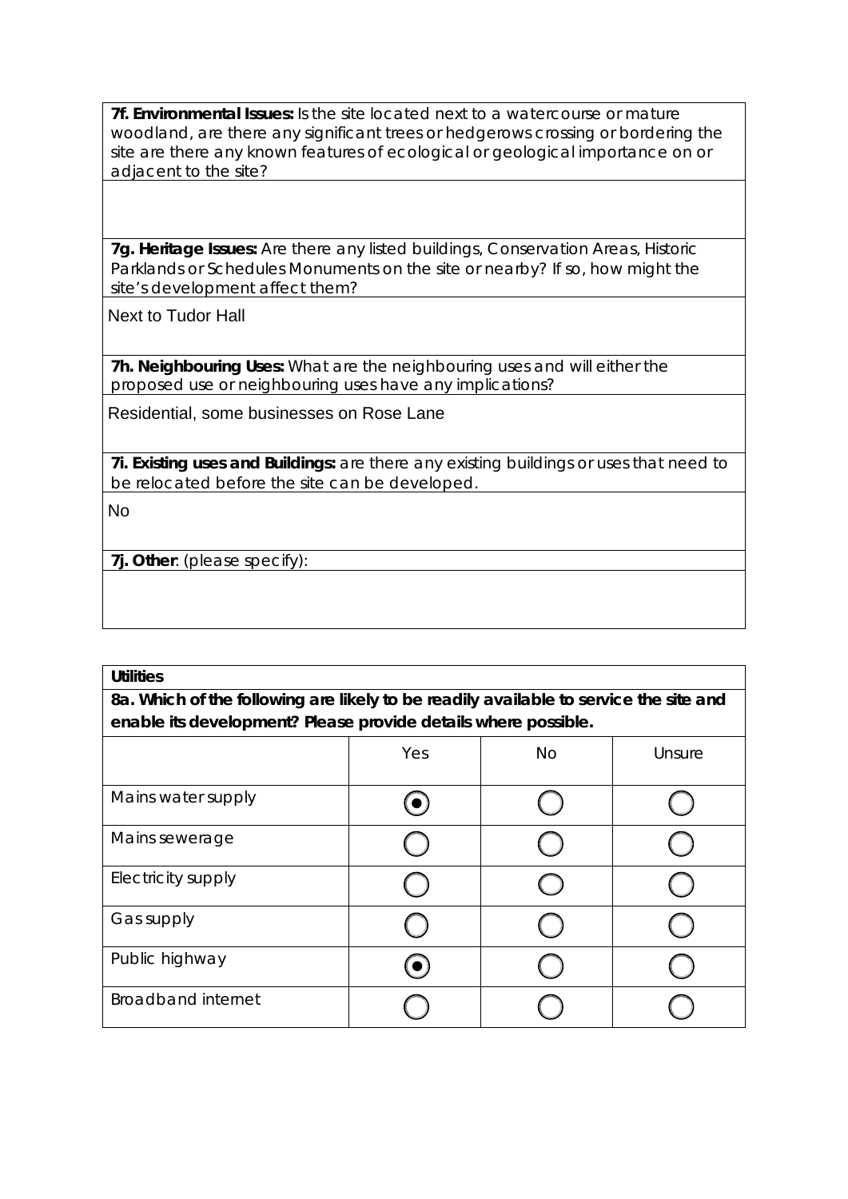**7f. Environmental Issues:** Is the site located next to a watercourse or mature woodland, are there any significant trees or hedgerows crossing or bordering the site are there any known features of ecological or geological importance on or adjacent to the site?

**7g. Heritage Issues:** Are there any listed buildings, Conservation Areas, Historic Parklands or Schedules Monuments on the site or nearby? If so, how might the site's development affect them?

Next to Tudor Hall

**7h. Neighbouring Uses:** What are the neighbouring uses and will either the proposed use or neighbouring uses have any implications?

Residential, some businesses on Rose Lane

**7i. Existing uses and Buildings:** are there any existing buildings or uses that need to be relocated before the site can be developed.

No

**7j. Other**: (please specify):

**Utilities**

**8a. Which of the following are likely to be readily available to service the site and enable its development? Please provide details where possible.**

| | Yes | No | Unsure |
|---|---|---|---|
| Mains water supply | ◉ | ○ | ○ |
| Mains sewerage | ○ | ○ | ○ |
| Electricity supply | ○ | ○ | ○ |
| Gas supply | ○ | ○ | ○ |
| Public highway | ◉ | ○ | ○ |
| Broadband internet | ○ | ○ | ○ |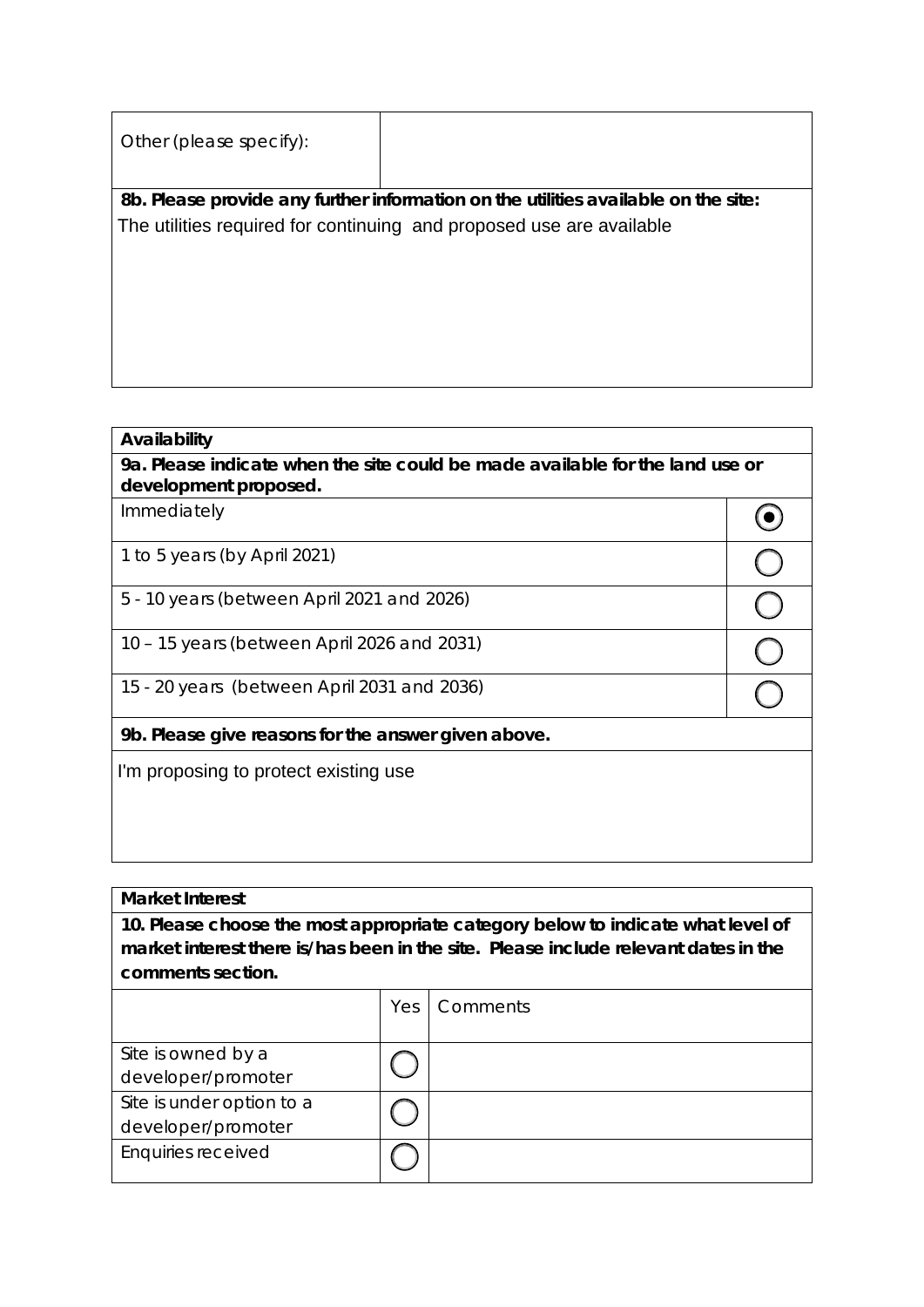| Other (please specify): | |
|---|---|

**8b. Please provide any further information on the utilities available on the site:**

The utilities required for continuing and proposed use are available

| **Availability** | |
|---|---|
| **9a. Please indicate when the site could be made available for the land use or development proposed.** | |
| Immediately | ◉ |
| 1 to 5 years (by April 2021) | ◯ |
| 5 - 10 years (between April 2021 and 2026) | ◯ |
| 10 – 15 years (between April 2026 and 2031) | ◯ |
| 15 - 20 years (between April 2031 and 2036) | ◯ |

**9b. Please give reasons for the answer given above.**

I'm proposing to protect existing use

**Market Interest**

**10. Please choose the most appropriate category below to indicate what level of market interest there is/has been in the site. Please include relevant dates in the comments section.**

| | Yes | Comments |
|---|---|---|
| Site is owned by a developer/promoter | ◯ | |
| Site is under option to a developer/promoter | ◯ | |
| Enquiries received | ◯ | |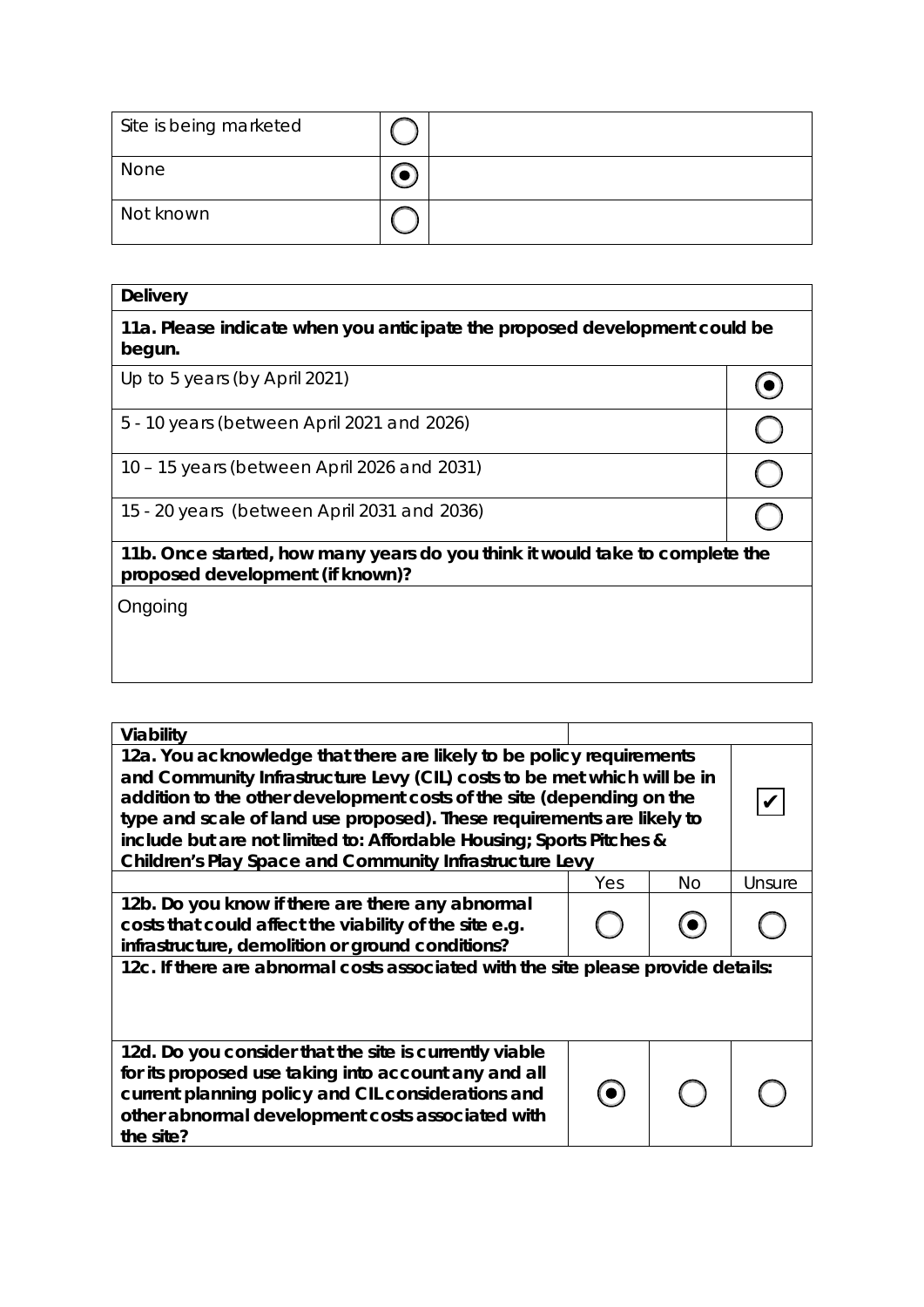| Site is being marketed | ○ | |
| --- | --- | --- |
| None | ◉ | |
| Not known | ○ | |

| **Delivery** | |
| --- | --- |
| **11a. Please indicate when you anticipate the proposed development could be begun.** | |
| Up to 5 years (by April 2021) | ◉ |
| 5 - 10 years (between April 2021 and 2026) | ○ |
| 10 – 15 years (between April 2026 and 2031) | ○ |
| 15 - 20 years (between April 2031 and 2036) | ○ |
| **11b. Once started, how many years do you think it would take to complete the proposed development (if known)?** | |
| Ongoing | |

| **Viability** | | | |
| --- | --- | --- | --- |
| **12a. You acknowledge that there are likely to be policy requirements and Community Infrastructure Levy (CIL) costs to be met which will be in addition to the other development costs of the site (depending on the type and scale of land use proposed). These requirements are likely to include but are not limited to: Affordable Housing; Sports Pitches & Children's Play Space and Community Infrastructure Levy** | | | ✔ |
| | Yes | No | Unsure |
| **12b. Do you know if there are there any abnormal costs that could affect the viability of the site e.g. infrastructure, demolition or ground conditions?** | ○ | ◉ | ○ |
| **12c. If there are abnormal costs associated with the site please provide details:** | | | |
| **12d. Do you consider that the site is currently viable for its proposed use taking into account any and all current planning policy and CIL considerations and other abnormal development costs associated with the site?** | ◉ | ○ | ○ |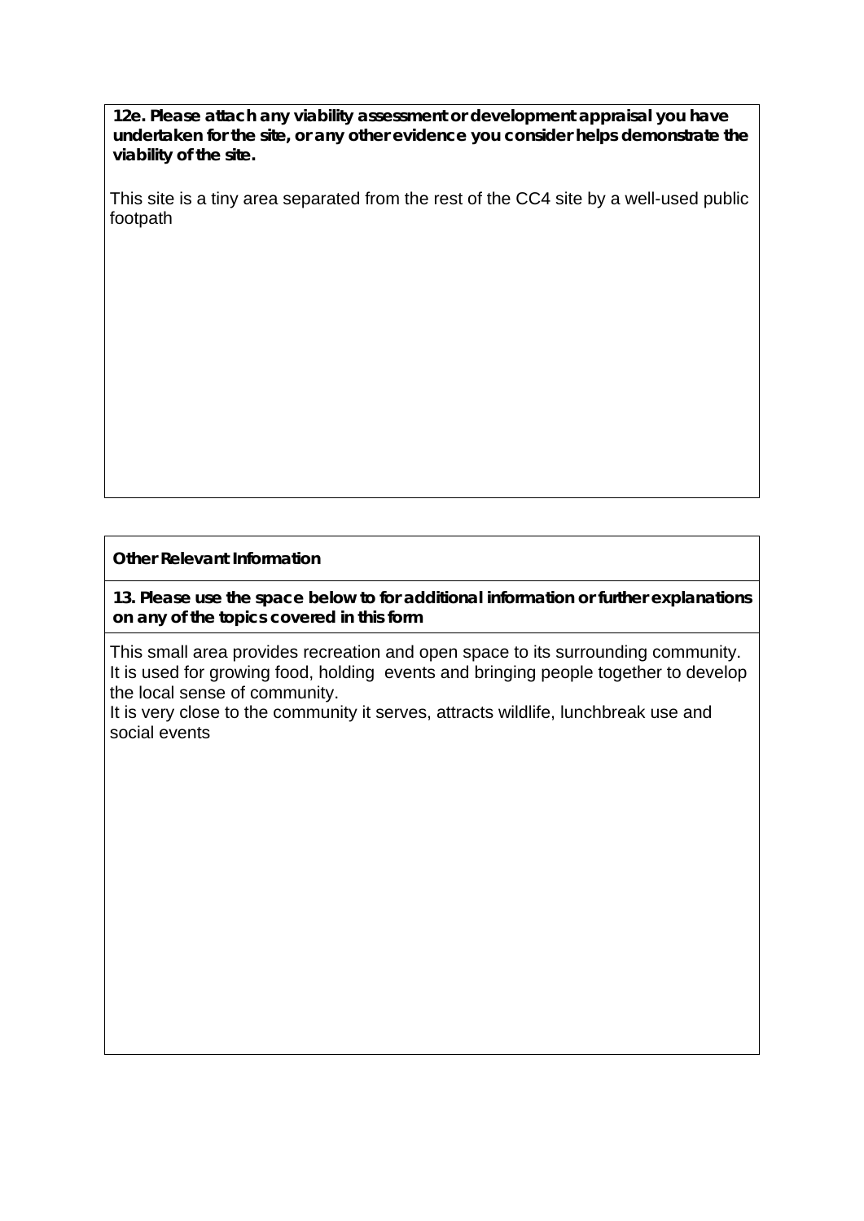**12e. Please attach any viability assessment or development appraisal you have undertaken for the site, or any other evidence you consider helps demonstrate the viability of the site.**

This site is a tiny area separated from the rest of the CC4 site by a well-used public footpath

**Other Relevant Information**

**13. Please use the space below to for additional information or further explanations on any of the topics covered in this form**

This small area provides recreation and open space to its surrounding community. It is used for growing food, holding events and bringing people together to develop the local sense of community.

It is very close to the community it serves, attracts wildlife, lunchbreak use and social events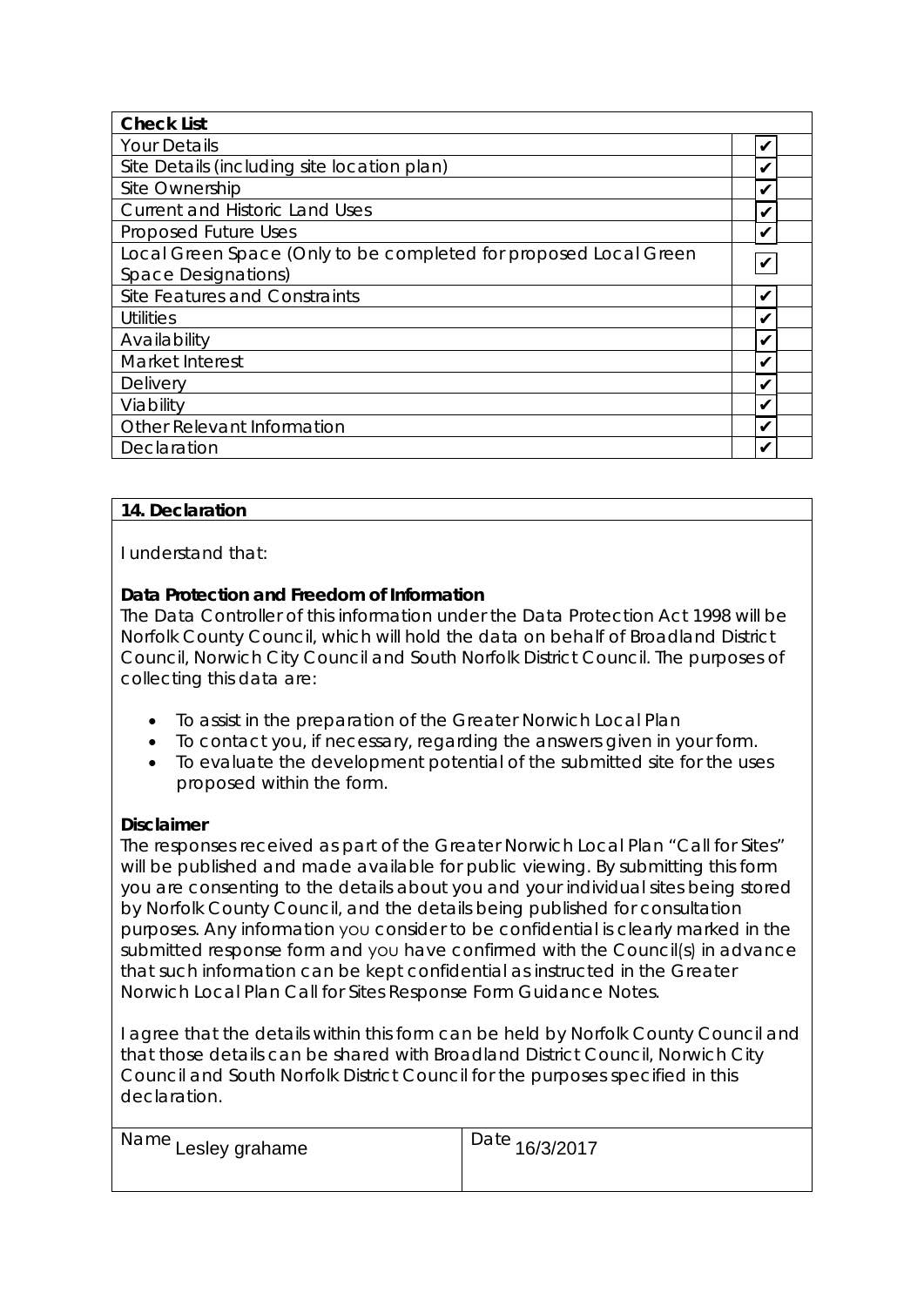| Check List | |
|---|---|
| Your Details | ✔ |
| Site Details (including site location plan) | ✔ |
| Site Ownership | ✔ |
| Current and Historic Land Uses | ✔ |
| Proposed Future Uses | ✔ |
| Local Green Space (Only to be completed for proposed Local Green Space Designations) | ✔ |
| Site Features and Constraints | ✔ |
| Utilities | ✔ |
| Availability | ✔ |
| Market Interest | ✔ |
| Delivery | ✔ |
| Viability | ✔ |
| Other Relevant Information | ✔ |
| Declaration | ✔ |

**14. Declaration**

I understand that:

**Data Protection and Freedom of Information**

The Data Controller of this information under the Data Protection Act 1998 will be Norfolk County Council, which will hold the data on behalf of Broadland District Council, Norwich City Council and South Norfolk District Council. The purposes of collecting this data are:

- To assist in the preparation of the Greater Norwich Local Plan
- To contact you, if necessary, regarding the answers given in your form.
- To evaluate the development potential of the submitted site for the uses proposed within the form.

**Disclaimer**

The responses received as part of the Greater Norwich Local Plan "Call for Sites" will be published and made available for public viewing. By submitting this form you are consenting to the details about you and your individual sites being stored by Norfolk County Council, and the details being published for consultation purposes. Any information you consider to be confidential is clearly marked in the submitted response form and you have confirmed with the Council(s) in advance that such information can be kept confidential as instructed in the Greater Norwich Local Plan Call for Sites Response Form Guidance Notes.

I agree that the details within this form can be held by Norfolk County Council and that those details can be shared with Broadland District Council, Norwich City Council and South Norfolk District Council for the purposes specified in this declaration.

| | |
|---|---|
| Name Lesley grahame | Date 16/3/2017 |